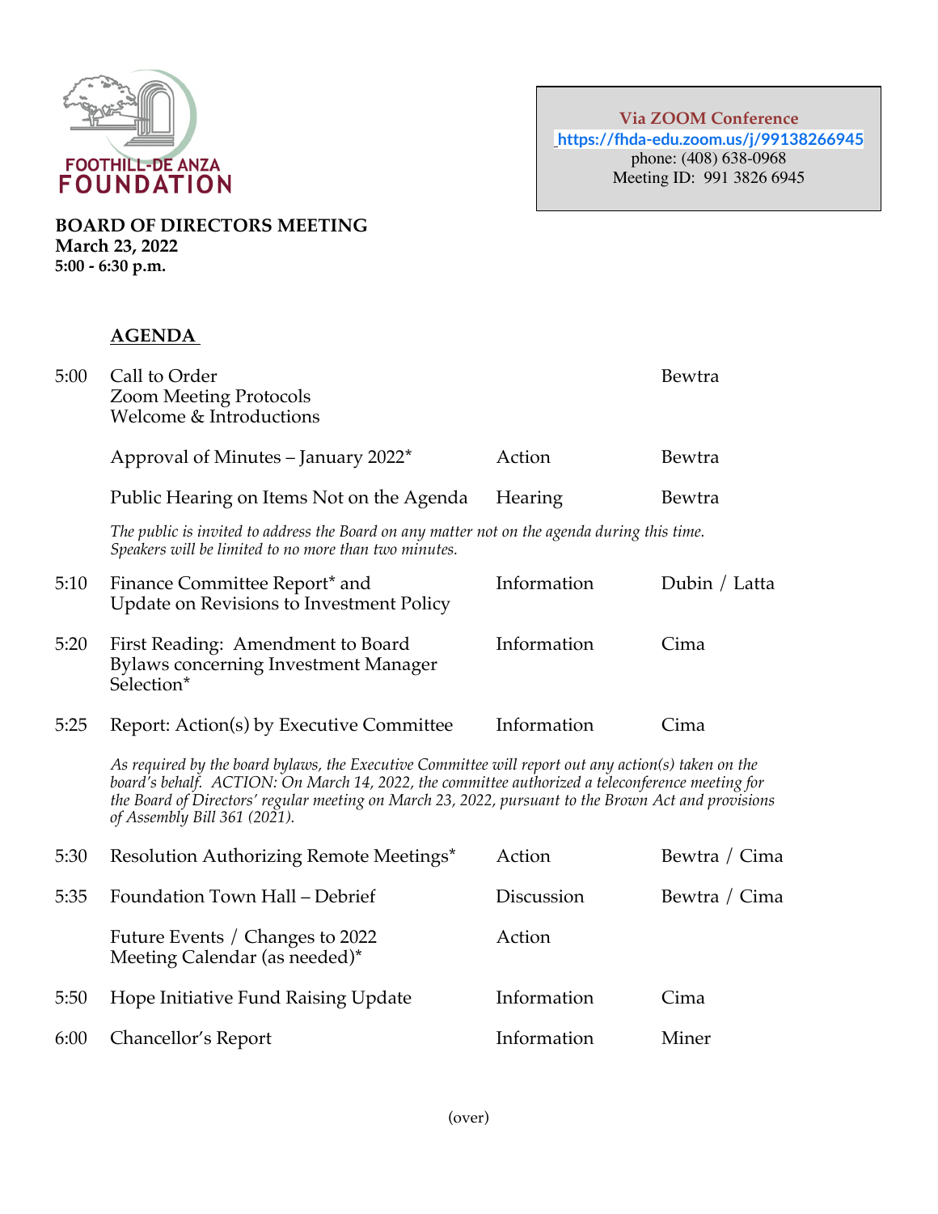FOOTHILL-DE ANZA
FOUNDATION

**Via ZOOM Conference**
https://fhda-edu.zoom.us/j/99138266945
phone: (408) 638-0968
Meeting ID: 991 3826 6945

**BOARD OF DIRECTORS MEETING**
**March 23, 2022**
**5:00 - 6:30 p.m.**

## AGENDA

| Time | Item | Type | Presenter |
|---|---|---|---|
| 5:00 | Call to Order<br>Zoom Meeting Protocols<br>Welcome & Introductions | | Bewtra |
| | Approval of Minutes – January 2022* | Action | Bewtra |
| | Public Hearing on Items Not on the Agenda | Hearing | Bewtra |

*The public is invited to address the Board on any matter not on the agenda during this time. Speakers will be limited to no more than two minutes.*

| Time | Item | Type | Presenter |
|---|---|---|---|
| 5:10 | Finance Committee Report* and Update on Revisions to Investment Policy | Information | Dubin / Latta |
| 5:20 | First Reading: Amendment to Board Bylaws concerning Investment Manager Selection* | Information | Cima |
| 5:25 | Report: Action(s) by Executive Committee | Information | Cima |

*As required by the board bylaws, the Executive Committee will report out any action(s) taken on the board's behalf. ACTION: On March 14, 2022, the committee authorized a teleconference meeting for the Board of Directors' regular meeting on March 23, 2022, pursuant to the Brown Act and provisions of Assembly Bill 361 (2021).*

| Time | Item | Type | Presenter |
|---|---|---|---|
| 5:30 | Resolution Authorizing Remote Meetings* | Action | Bewtra / Cima |
| 5:35 | Foundation Town Hall – Debrief | Discussion | Bewtra / Cima |
| | Future Events / Changes to 2022 Meeting Calendar (as needed)* | Action | |
| 5:50 | Hope Initiative Fund Raising Update | Information | Cima |
| 6:00 | Chancellor's Report | Information | Miner |

(over)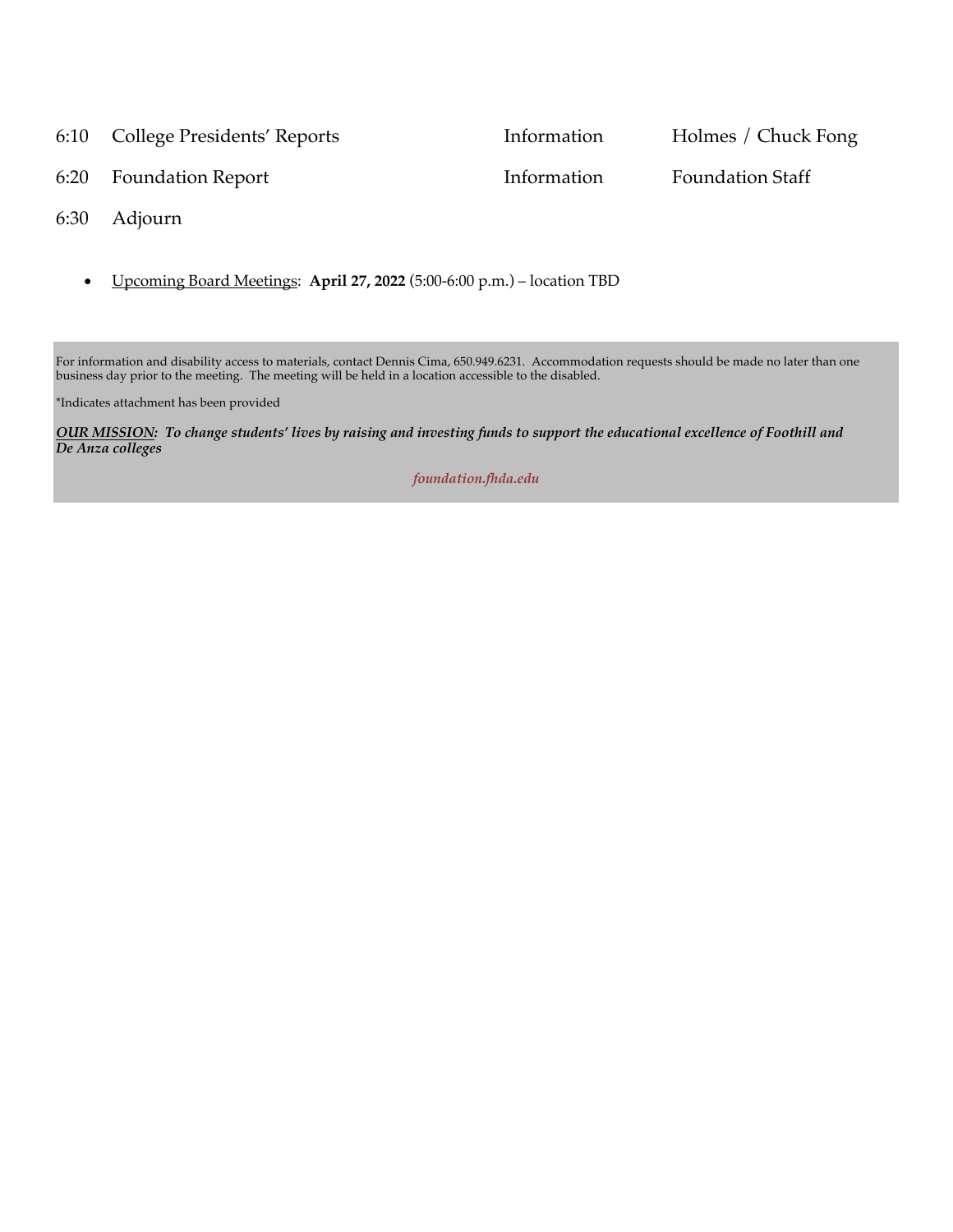| | | | |
|---|---|---|---|
| 6:10 | College Presidents' Reports | Information | Holmes / Chuck Fong |
| 6:20 | Foundation Report | Information | Foundation Staff |
| 6:30 | Adjourn | | |

- Upcoming Board Meetings: **April 27, 2022** (5:00-6:00 p.m.) – location TBD

For information and disability access to materials, contact Dennis Cima, 650.949.6231. Accommodation requests should be made no later than one business day prior to the meeting. The meeting will be held in a location accessible to the disabled.

*Indicates attachment has been provided

***OUR MISSION:* To change students' lives by raising and investing funds to support the educational excellence of Foothill and De Anza colleges**

*foundation.fhda.edu*